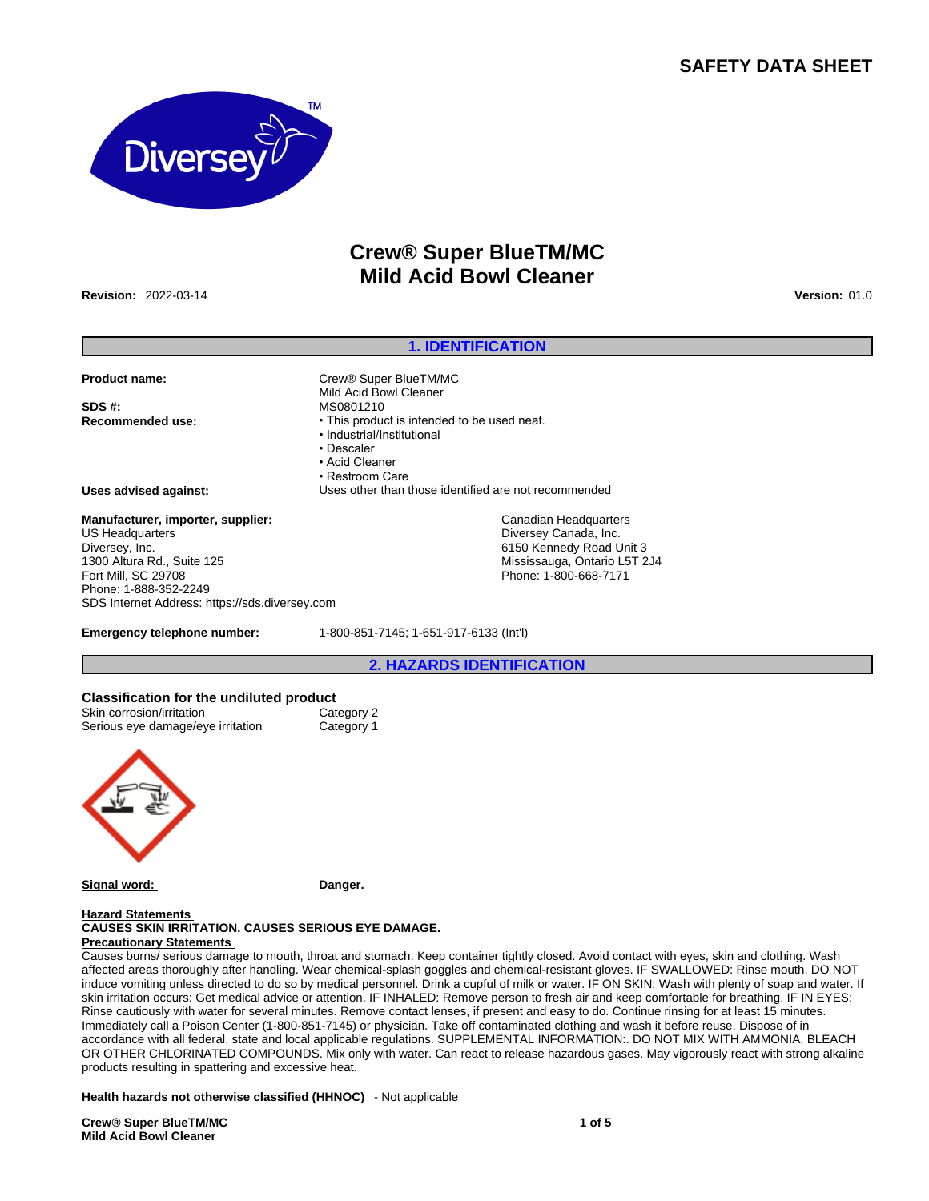# SAFETY DATA SHEET

# Crew® Super BlueTM/MC
# Mild Acid Bowl Cleaner

**Revision:** 2022-03-14 **Version:** 01.0

## 1. IDENTIFICATION

**Product name:** Crew® Super BlueTM/MC Mild Acid Bowl Cleaner

**SDS #:** MS0801210

**Recommended use:**
- This product is intended to be used neat.
- Industrial/Institutional
- Descaler
- Acid Cleaner
- Restroom Care

**Uses advised against:** Uses other than those identified are not recommended

**Manufacturer, importer, supplier:**
US Headquarters
Diversey, Inc.
1300 Altura Rd., Suite 125
Fort Mill, SC 29708
Phone: 1-888-352-2249
SDS Internet Address: https://sds.diversey.com

Canadian Headquarters
Diversey Canada, Inc.
6150 Kennedy Road Unit 3
Mississauga, Ontario L5T 2J4
Phone: 1-800-668-7171

**Emergency telephone number:** 1-800-851-7145; 1-651-917-6133 (Int'l)

## 2. HAZARDS IDENTIFICATION

**Classification for the undiluted product**

| | |
|---|---|
| Skin corrosion/irritation | Category 2 |
| Serious eye damage/eye irritation | Category 1 |

**Signal word:** **Danger.**

**Hazard Statements**
**CAUSES SKIN IRRITATION. CAUSES SERIOUS EYE DAMAGE.**

**Precautionary Statements**
Causes burns/ serious damage to mouth, throat and stomach. Keep container tightly closed. Avoid contact with eyes, skin and clothing. Wash affected areas thoroughly after handling. Wear chemical-splash goggles and chemical-resistant gloves. IF SWALLOWED: Rinse mouth. DO NOT induce vomiting unless directed to do so by medical personnel. Drink a cupful of milk or water. IF ON SKIN: Wash with plenty of soap and water. If skin irritation occurs: Get medical advice or attention. IF INHALED: Remove person to fresh air and keep comfortable for breathing. IF IN EYES: Rinse cautiously with water for several minutes. Remove contact lenses, if present and easy to do. Continue rinsing for at least 15 minutes. Immediately call a Poison Center (1-800-851-7145) or physician. Take off contaminated clothing and wash it before reuse. Dispose of in accordance with all federal, state and local applicable regulations. SUPPLEMENTAL INFORMATION:. DO NOT MIX WITH AMMONIA, BLEACH OR OTHER CHLORINATED COMPOUNDS. Mix only with water. Can react to release hazardous gases. May vigorously react with strong alkaline products resulting in spattering and excessive heat.

**Health hazards not otherwise classified (HHNOC)** - Not applicable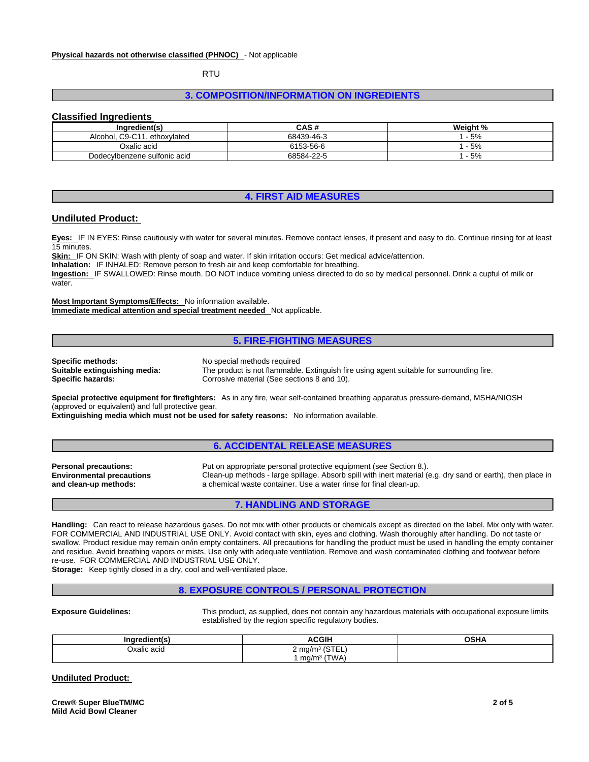**Physical hazards not otherwise classified (PHNOC)** - Not applicable

RTU

## 3. COMPOSITION/INFORMATION ON INGREDIENTS

### Classified Ingredients

| Ingredient(s) | CAS # | Weight % |
|---|---|---|
| Alcohol, C9-C11, ethoxylated | 68439-46-3 | 1 - 5% |
| Oxalic acid | 6153-56-6 | 1 - 5% |
| Dodecylbenzene sulfonic acid | 68584-22-5 | 1 - 5% |

## 4. FIRST AID MEASURES

### Undiluted Product:

**Eyes:** IF IN EYES: Rinse cautiously with water for several minutes. Remove contact lenses, if present and easy to do. Continue rinsing for at least 15 minutes.
**Skin:** IF ON SKIN: Wash with plenty of soap and water. If skin irritation occurs: Get medical advice/attention.
**Inhalation:** IF INHALED: Remove person to fresh air and keep comfortable for breathing.
**Ingestion:** IF SWALLOWED: Rinse mouth. DO NOT induce vomiting unless directed to do so by medical personnel. Drink a cupful of milk or water.

**Most Important Symptoms/Effects:** No information available.
**Immediate medical attention and special treatment needed** Not applicable.

## 5. FIRE-FIGHTING MEASURES

**Specific methods:** No special methods required
**Suitable extinguishing media:** The product is not flammable. Extinguish fire using agent suitable for surrounding fire.
**Specific hazards:** Corrosive material (See sections 8 and 10).

**Special protective equipment for firefighters:** As in any fire, wear self-contained breathing apparatus pressure-demand, MSHA/NIOSH (approved or equivalent) and full protective gear.
**Extinguishing media which must not be used for safety reasons:** No information available.

## 6. ACCIDENTAL RELEASE MEASURES

**Personal precautions:** Put on appropriate personal protective equipment (see Section 8.).
**Environmental precautions and clean-up methods:** Clean-up methods - large spillage. Absorb spill with inert material (e.g. dry sand or earth), then place in a chemical waste container. Use a water rinse for final clean-up.

## 7. HANDLING AND STORAGE

**Handling:** Can react to release hazardous gases. Do not mix with other products or chemicals except as directed on the label. Mix only with water. FOR COMMERCIAL AND INDUSTRIAL USE ONLY. Avoid contact with skin, eyes and clothing. Wash thoroughly after handling. Do not taste or swallow. Product residue may remain on/in empty containers. All precautions for handling the product must be used in handling the empty container and residue. Avoid breathing vapors or mists. Use only with adequate ventilation. Remove and wash contaminated clothing and footwear before re-use. FOR COMMERCIAL AND INDUSTRIAL USE ONLY.
**Storage:** Keep tightly closed in a dry, cool and well-ventilated place.

## 8. EXPOSURE CONTROLS / PERSONAL PROTECTION

**Exposure Guidelines:** This product, as supplied, does not contain any hazardous materials with occupational exposure limits established by the region specific regulatory bodies.

| Ingredient(s) | ACGIH | OSHA |
|---|---|---|
| Oxalic acid | 2 mg/m³ (STEL)<br>1 mg/m³ (TWA) | |

### Undiluted Product:

**Crew® Super BlueTM/MC**
**Mild Acid Bowl Cleaner**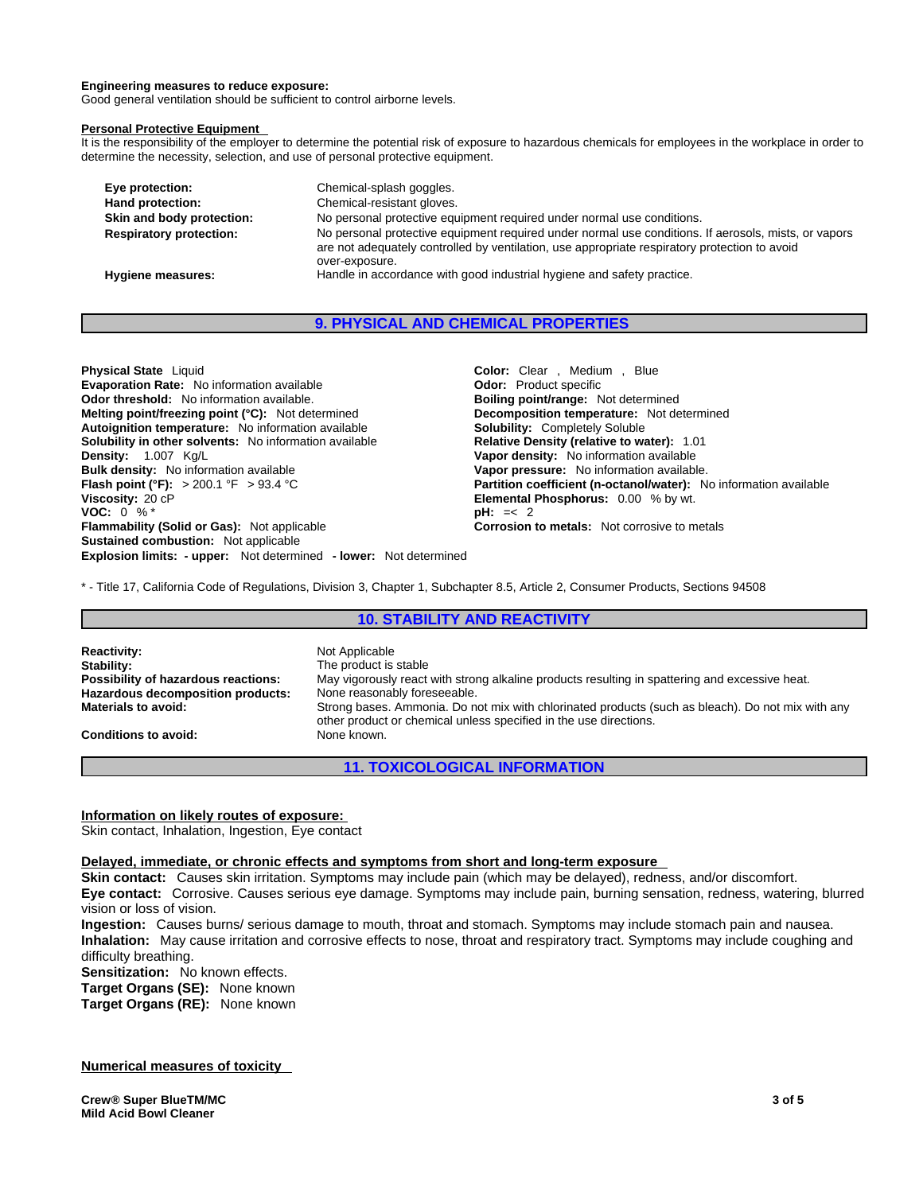**Engineering measures to reduce exposure:**
Good general ventilation should be sufficient to control airborne levels.

**Personal Protective Equipment**
It is the responsibility of the employer to determine the potential risk of exposure to hazardous chemicals for employees in the workplace in order to determine the necessity, selection, and use of personal protective equipment.

| | |
|---|---|
| **Eye protection:** | Chemical-splash goggles. |
| **Hand protection:** | Chemical-resistant gloves. |
| **Skin and body protection:** | No personal protective equipment required under normal use conditions. |
| **Respiratory protection:** | No personal protective equipment required under normal use conditions. If aerosols, mists, or vapors are not adequately controlled by ventilation, use appropriate respiratory protection to avoid over-exposure. |
| **Hygiene measures:** | Handle in accordance with good industrial hygiene and safety practice. |

## 9. PHYSICAL AND CHEMICAL PROPERTIES

**Physical State** Liquid
**Evaporation Rate:** No information available
**Odor threshold:** No information available.
**Melting point/freezing point (°C):** Not determined
**Autoignition temperature:** No information available
**Solubility in other solvents:** No information available
**Density:** 1.007 Kg/L
**Bulk density:** No information available
**Flash point (°F):** > 200.1 °F > 93.4 °C
**Viscosity:** 20 cP
**VOC:** 0 % *
**Flammability (Solid or Gas):** Not applicable
**Sustained combustion:** Not applicable
**Explosion limits: - upper:** Not determined **- lower:** Not determined

**Color:** Clear , Medium , Blue
**Odor:** Product specific
**Boiling point/range:** Not determined
**Decomposition temperature:** Not determined
**Solubility:** Completely Soluble
**Relative Density (relative to water):** 1.01
**Vapor density:** No information available
**Vapor pressure:** No information available.
**Partition coefficient (n-octanol/water):** No information available
**Elemental Phosphorus:** 0.00 % by wt.
**pH:** =< 2
**Corrosion to metals:** Not corrosive to metals

* - Title 17, California Code of Regulations, Division 3, Chapter 1, Subchapter 8.5, Article 2, Consumer Products, Sections 94508

## 10. STABILITY AND REACTIVITY

| | |
|---|---|
| **Reactivity:** | Not Applicable |
| **Stability:** | The product is stable |
| **Possibility of hazardous reactions:** | May vigorously react with strong alkaline products resulting in spattering and excessive heat. |
| **Hazardous decomposition products:** | None reasonably foreseeable. |
| **Materials to avoid:** | Strong bases. Ammonia. Do not mix with chlorinated products (such as bleach). Do not mix with any other product or chemical unless specified in the use directions. |
| **Conditions to avoid:** | None known. |

## 11. TOXICOLOGICAL INFORMATION

**Information on likely routes of exposure:**
Skin contact, Inhalation, Ingestion, Eye contact

**Delayed, immediate, or chronic effects and symptoms from short and long-term exposure**
**Skin contact:** Causes skin irritation. Symptoms may include pain (which may be delayed), redness, and/or discomfort.
**Eye contact:** Corrosive. Causes serious eye damage. Symptoms may include pain, burning sensation, redness, watering, blurred vision or loss of vision.
**Ingestion:** Causes burns/ serious damage to mouth, throat and stomach. Symptoms may include stomach pain and nausea.
**Inhalation:** May cause irritation and corrosive effects to nose, throat and respiratory tract. Symptoms may include coughing and difficulty breathing.
**Sensitization:** No known effects.
**Target Organs (SE):** None known
**Target Organs (RE):** None known

**Numerical measures of toxicity**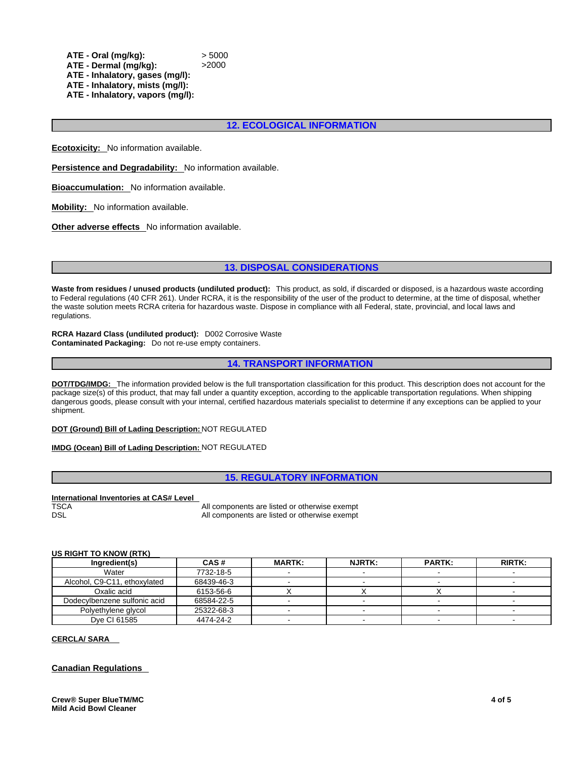**ATE - Oral (mg/kg):** > 5000
**ATE - Dermal (mg/kg):** >2000
**ATE - Inhalatory, gases (mg/l):**
**ATE - Inhalatory, mists (mg/l):**
**ATE - Inhalatory, vapors (mg/l):**

## 12. ECOLOGICAL INFORMATION

**Ecotoxicity:** No information available.

**Persistence and Degradability:** No information available.

**Bioaccumulation:** No information available.

**Mobility:** No information available.

**Other adverse effects** No information available.

## 13. DISPOSAL CONSIDERATIONS

**Waste from residues / unused products (undiluted product):** This product, as sold, if discarded or disposed, is a hazardous waste according to Federal regulations (40 CFR 261). Under RCRA, it is the responsibility of the user of the product to determine, at the time of disposal, whether the waste solution meets RCRA criteria for hazardous waste. Dispose in compliance with all Federal, state, provincial, and local laws and regulations.

**RCRA Hazard Class (undiluted product):** D002 Corrosive Waste
**Contaminated Packaging:** Do not re-use empty containers.

## 14. TRANSPORT INFORMATION

**DOT/TDG/IMDG:** The information provided below is the full transportation classification for this product. This description does not account for the package size(s) of this product, that may fall under a quantity exception, according to the applicable transportation regulations. When shipping dangerous goods, please consult with your internal, certified hazardous materials specialist to determine if any exceptions can be applied to your shipment.

**DOT (Ground) Bill of Lading Description:** NOT REGULATED

**IMDG (Ocean) Bill of Lading Description:** NOT REGULATED

## 15. REGULATORY INFORMATION

**International Inventories at CAS# Level**

| | |
|---|---|
| TSCA | All components are listed or otherwise exempt |
| DSL | All components are listed or otherwise exempt |

**US RIGHT TO KNOW (RTK)**

| Ingredient(s) | CAS # | MARTK: | NJRTK: | PARTK: | RIRTK: |
|---|---|---|---|---|---|
| Water | 7732-18-5 | - | - | - | - |
| Alcohol, C9-C11, ethoxylated | 68439-46-3 | - | - | - | - |
| Oxalic acid | 6153-56-6 | X | X | X | - |
| Dodecylbenzene sulfonic acid | 68584-22-5 | - | - | - | - |
| Polyethylene glycol | 25322-68-3 | - | - | - | - |
| Dye CI 61585 | 4474-24-2 | - | - | - | - |

**CERCLA/ SARA**

**Canadian Regulations**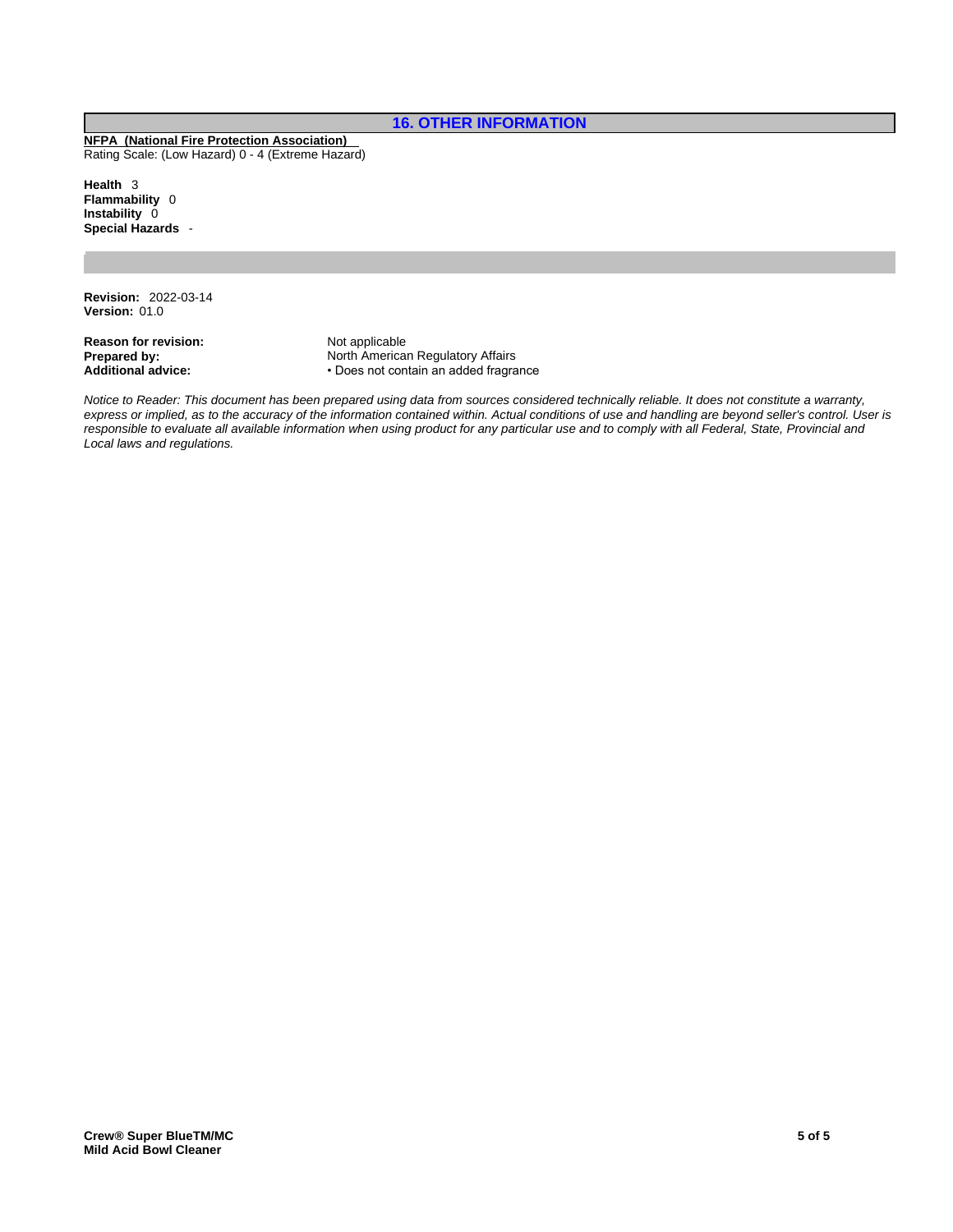## 16. OTHER INFORMATION

**NFPA (National Fire Protection Association)**
Rating Scale: (Low Hazard) 0 - 4 (Extreme Hazard)

**Health** 3
**Flammability** 0
**Instability** 0
**Special Hazards** -

**Revision:** 2022-03-14
**Version:** 01.0

**Reason for revision:** Not applicable
**Prepared by:** North American Regulatory Affairs
**Additional advice:** • Does not contain an added fragrance

*Notice to Reader: This document has been prepared using data from sources considered technically reliable. It does not constitute a warranty, express or implied, as to the accuracy of the information contained within. Actual conditions of use and handling are beyond seller's control. User is responsible to evaluate all available information when using product for any particular use and to comply with all Federal, State, Provincial and Local laws and regulations.*